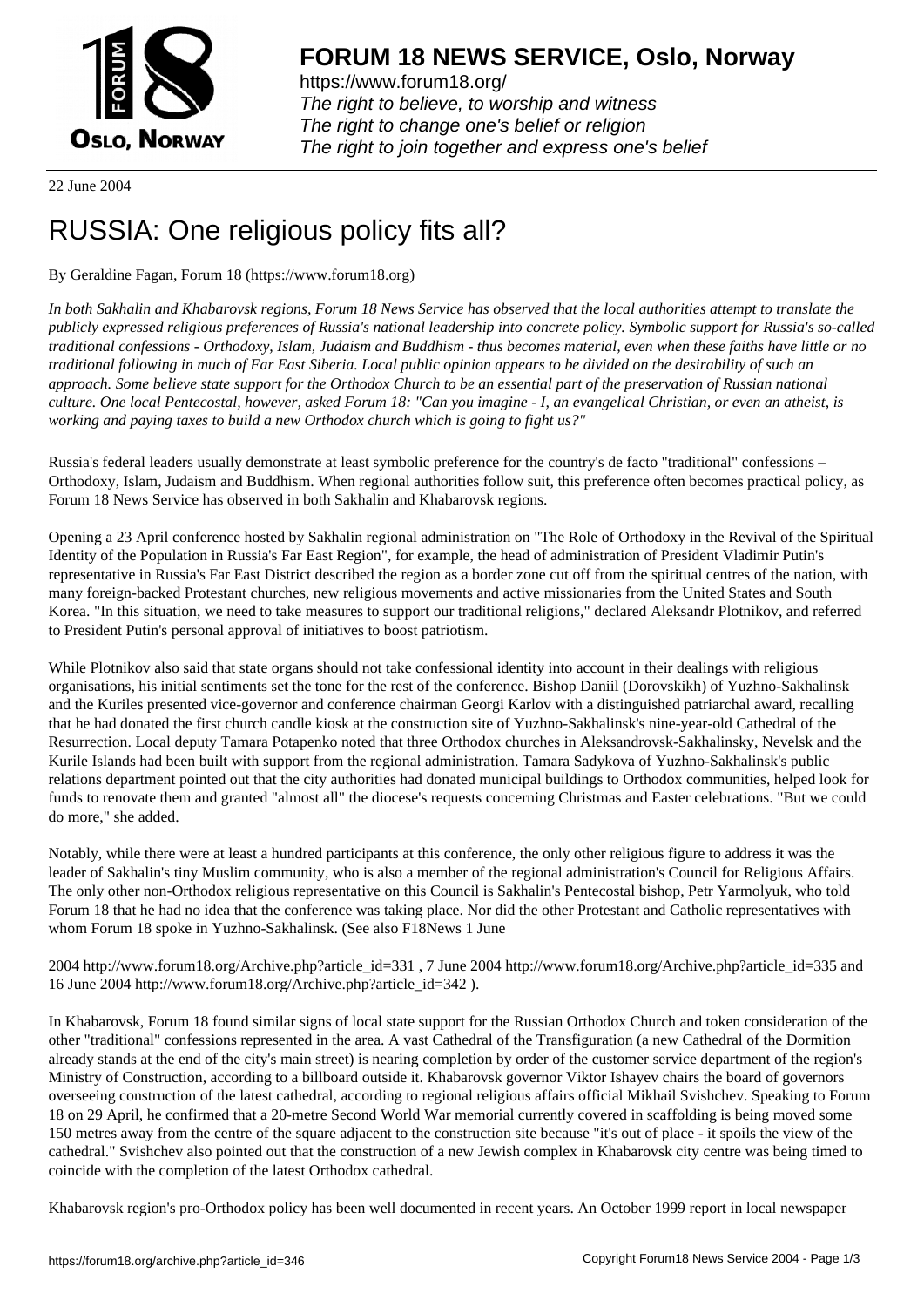**FORUM 18 NEWS SERVICE, Oslo, Norway**

https://www.forum18.org/
*The right to believe, to worship and witness*
*The right to change one's belief or religion*
*The right to join together and express one's belief*

22 June 2004

# RUSSIA: One religious policy fits all?

By Geraldine Fagan, Forum 18 (https://www.forum18.org)

*In both Sakhalin and Khabarovsk regions, Forum 18 News Service has observed that the local authorities attempt to translate the publicly expressed religious preferences of Russia's national leadership into concrete policy. Symbolic support for Russia's so-called traditional confessions - Orthodoxy, Islam, Judaism and Buddhism - thus becomes material, even when these faiths have little or no traditional following in much of Far East Siberia. Local public opinion appears to be divided on the desirability of such an approach. Some believe state support for the Orthodox Church to be an essential part of the preservation of Russian national culture. One local Pentecostal, however, asked Forum 18: "Can you imagine - I, an evangelical Christian, or even an atheist, is working and paying taxes to build a new Orthodox church which is going to fight us?"*

Russia's federal leaders usually demonstrate at least symbolic preference for the country's de facto "traditional" confessions – Orthodoxy, Islam, Judaism and Buddhism. When regional authorities follow suit, this preference often becomes practical policy, as Forum 18 News Service has observed in both Sakhalin and Khabarovsk regions.

Opening a 23 April conference hosted by Sakhalin regional administration on "The Role of Orthodoxy in the Revival of the Spiritual Identity of the Population in Russia's Far East Region", for example, the head of administration of President Vladimir Putin's representative in Russia's Far East District described the region as a border zone cut off from the spiritual centres of the nation, with many foreign-backed Protestant churches, new religious movements and active missionaries from the United States and South Korea. "In this situation, we need to take measures to support our traditional religions," declared Aleksandr Plotnikov, and referred to President Putin's personal approval of initiatives to boost patriotism.

While Plotnikov also said that state organs should not take confessional identity into account in their dealings with religious organisations, his initial sentiments set the tone for the rest of the conference. Bishop Daniil (Dorovskikh) of Yuzhno-Sakhalinsk and the Kuriles presented vice-governor and conference chairman Georgi Karlov with a distinguished patriarchal award, recalling that he had donated the first church candle kiosk at the construction site of Yuzhno-Sakhalinsk's nine-year-old Cathedral of the Resurrection. Local deputy Tamara Potapenko noted that three Orthodox churches in Aleksandrovsk-Sakhalinsky, Nevelsk and the Kurile Islands had been built with support from the regional administration. Tamara Sadykova of Yuzhno-Sakhalinsk's public relations department pointed out that the city authorities had donated municipal buildings to Orthodox communities, helped look for funds to renovate them and granted "almost all" the diocese's requests concerning Christmas and Easter celebrations. "But we could do more," she added.

Notably, while there were at least a hundred participants at this conference, the only other religious figure to address it was the leader of Sakhalin's tiny Muslim community, who is also a member of the regional administration's Council for Religious Affairs. The only other non-Orthodox religious representative on this Council is Sakhalin's Pentecostal bishop, Petr Yarmolyuk, who told Forum 18 that he had no idea that the conference was taking place. Nor did the other Protestant and Catholic representatives with whom Forum 18 spoke in Yuzhno-Sakhalinsk. (See also F18News 1 June 2004 http://www.forum18.org/Archive.php?article_id=331 , 7 June 2004 http://www.forum18.org/Archive.php?article_id=335 and 16 June 2004 http://www.forum18.org/Archive.php?article_id=342 ).

In Khabarovsk, Forum 18 found similar signs of local state support for the Russian Orthodox Church and token consideration of the other "traditional" confessions represented in the area. A vast Cathedral of the Transfiguration (a new Cathedral of the Dormition already stands at the end of the city's main street) is nearing completion by order of the customer service department of the region's Ministry of Construction, according to a billboard outside it. Khabarovsk governor Viktor Ishayev chairs the board of governors overseeing construction of the latest cathedral, according to regional religious affairs official Mikhail Svishchev. Speaking to Forum 18 on 29 April, he confirmed that a 20-metre Second World War memorial currently covered in scaffolding is being moved some 150 metres away from the centre of the square adjacent to the construction site because "it's out of place - it spoils the view of the cathedral." Svishchev also pointed out that the construction of a new Jewish complex in Khabarovsk city centre was being timed to coincide with the completion of the latest Orthodox cathedral.

Khabarovsk region's pro-Orthodox policy has been well documented in recent years. An October 1999 report in local newspaper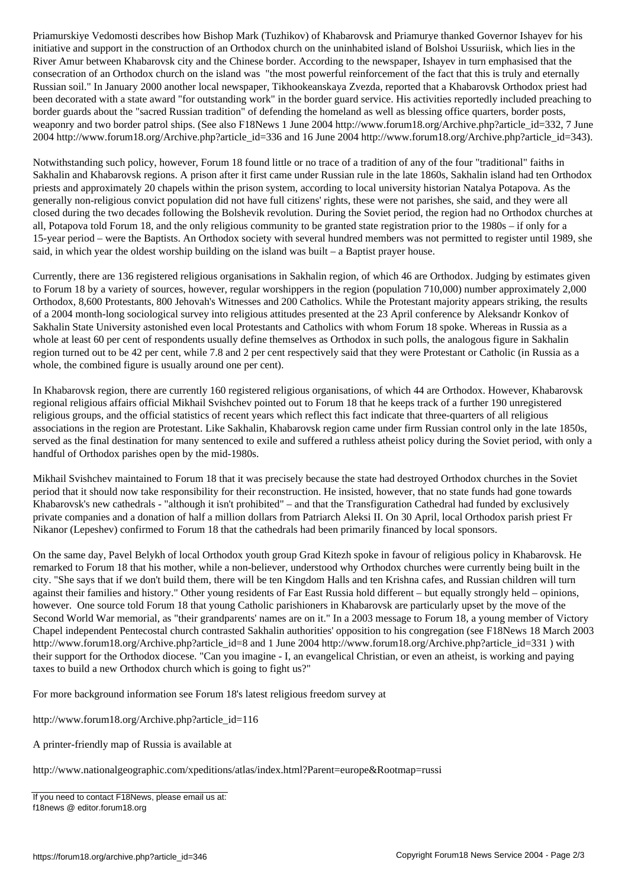Priamurskiye Vedomosti describes how Bishop Mark (Tuzhikov) of Khabarovsk and Priamurye thanked Governor Ishayev for his initiative and support in the construction of an Orthodox church on the uninhabited island of Bolshoi Ussuriisk, which lies in the River Amur between Khabarovsk city and the Chinese border. According to the newspaper, Ishayev in turn emphasised that the consecration of an Orthodox church on the island was "the most powerful reinforcement of the fact that this is truly and eternally Russian soil." In January 2000 another local newspaper, Tikhookeanskaya Zvezda, reported that a Khabarovsk Orthodox priest had been decorated with a state award "for outstanding work" in the border guard service. His activities reportedly included preaching to border guards about the "sacred Russian tradition" of defending the homeland as well as blessing office quarters, border posts, weaponry and two border patrol ships. (See also F18News 1 June 2004 http://www.forum18.org/Archive.php?article_id=332, 7 June 2004 http://www.forum18.org/Archive.php?article_id=336 and 16 June 2004 http://www.forum18.org/Archive.php?article_id=343).

Notwithstanding such policy, however, Forum 18 found little or no trace of a tradition of any of the four "traditional" faiths in Sakhalin and Khabarovsk regions. A prison after it first came under Russian rule in the late 1860s, Sakhalin island had ten Orthodox priests and approximately 20 chapels within the prison system, according to local university historian Natalya Potapova. As the generally non-religious convict population did not have full citizens' rights, these were not parishes, she said, and they were all closed during the two decades following the Bolshevik revolution. During the Soviet period, the region had no Orthodox churches at all, Potapova told Forum 18, and the only religious community to be granted state registration prior to the 1980s – if only for a 15-year period – were the Baptists. An Orthodox society with several hundred members was not permitted to register until 1989, she said, in which year the oldest worship building on the island was built – a Baptist prayer house.

Currently, there are 136 registered religious organisations in Sakhalin region, of which 46 are Orthodox. Judging by estimates given to Forum 18 by a variety of sources, however, regular worshippers in the region (population 710,000) number approximately 2,000 Orthodox, 8,600 Protestants, 800 Jehovah's Witnesses and 200 Catholics. While the Protestant majority appears striking, the results of a 2004 month-long sociological survey into religious attitudes presented at the 23 April conference by Aleksandr Konkov of Sakhalin State University astonished even local Protestants and Catholics with whom Forum 18 spoke. Whereas in Russia as a whole at least 60 per cent of respondents usually define themselves as Orthodox in such polls, the analogous figure in Sakhalin region turned out to be 42 per cent, while 7.8 and 2 per cent respectively said that they were Protestant or Catholic (in Russia as a whole, the combined figure is usually around one per cent).

In Khabarovsk region, there are currently 160 registered religious organisations, of which 44 are Orthodox. However, Khabarovsk regional religious affairs official Mikhail Svishchev pointed out to Forum 18 that he keeps track of a further 190 unregistered religious groups, and the official statistics of recent years which reflect this fact indicate that three-quarters of all religious associations in the region are Protestant. Like Sakhalin, Khabarovsk region came under firm Russian control only in the late 1850s, served as the final destination for many sentenced to exile and suffered a ruthless atheist policy during the Soviet period, with only a handful of Orthodox parishes open by the mid-1980s.

Mikhail Svishchev maintained to Forum 18 that it was precisely because the state had destroyed Orthodox churches in the Soviet period that it should now take responsibility for their reconstruction. He insisted, however, that no state funds had gone towards Khabarovsk's new cathedrals - "although it isn't prohibited" – and that the Transfiguration Cathedral had funded by exclusively private companies and a donation of half a million dollars from Patriarch Aleksi II. On 30 April, local Orthodox parish priest Fr Nikanor (Lepeshev) confirmed to Forum 18 that the cathedrals had been primarily financed by local sponsors.

On the same day, Pavel Belykh of local Orthodox youth group Grad Kitezh spoke in favour of religious policy in Khabarovsk. He remarked to Forum 18 that his mother, while a non-believer, understood why Orthodox churches were currently being built in the city. "She says that if we don't build them, there will be ten Kingdom Halls and ten Krishna cafes, and Russian children will turn against their families and history." Other young residents of Far East Russia hold different – but equally strongly held – opinions, however. One source told Forum 18 that young Catholic parishioners in Khabarovsk are particularly upset by the move of the Second World War memorial, as "their grandparents' names are on it." In a 2003 message to Forum 18, a young member of Victory Chapel independent Pentecostal church contrasted Sakhalin authorities' opposition to his congregation (see F18News 18 March 2003 http://www.forum18.org/Archive.php?article_id=8 and 1 June 2004 http://www.forum18.org/Archive.php?article_id=331 ) with their support for the Orthodox diocese. "Can you imagine - I, an evangelical Christian, or even an atheist, is working and paying taxes to build a new Orthodox church which is going to fight us?"

For more background information see Forum 18's latest religious freedom survey at

http://www.forum18.org/Archive.php?article_id=116

A printer-friendly map of Russia is available at

http://www.nationalgeographic.com/xpeditions/atlas/index.html?Parent=europe&Rootmap=russi

If you need to contact F18News, please email us at:
f18news @ editor.forum18.org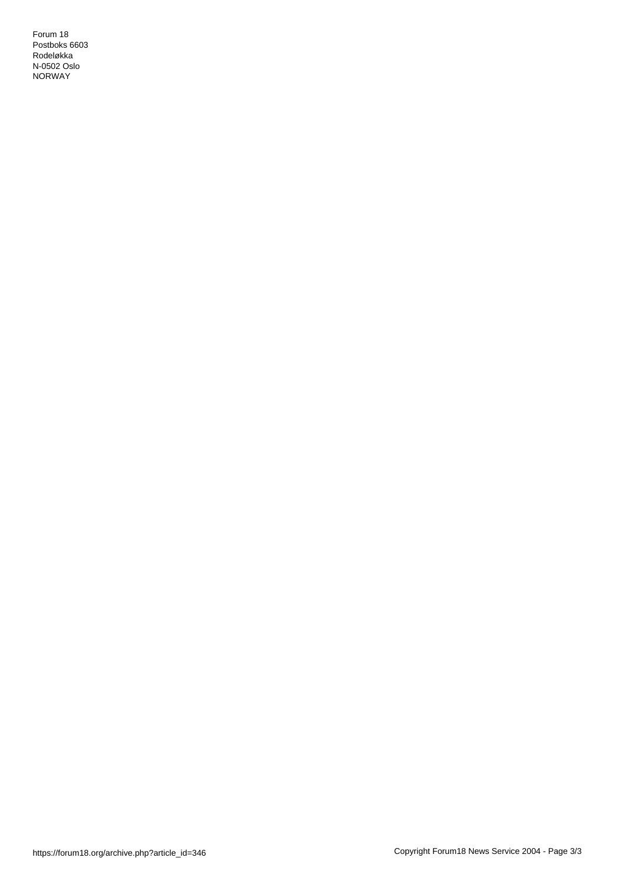Forum 18
Postboks 6603
Rodeløkka
N-0502 Oslo
NORWAY